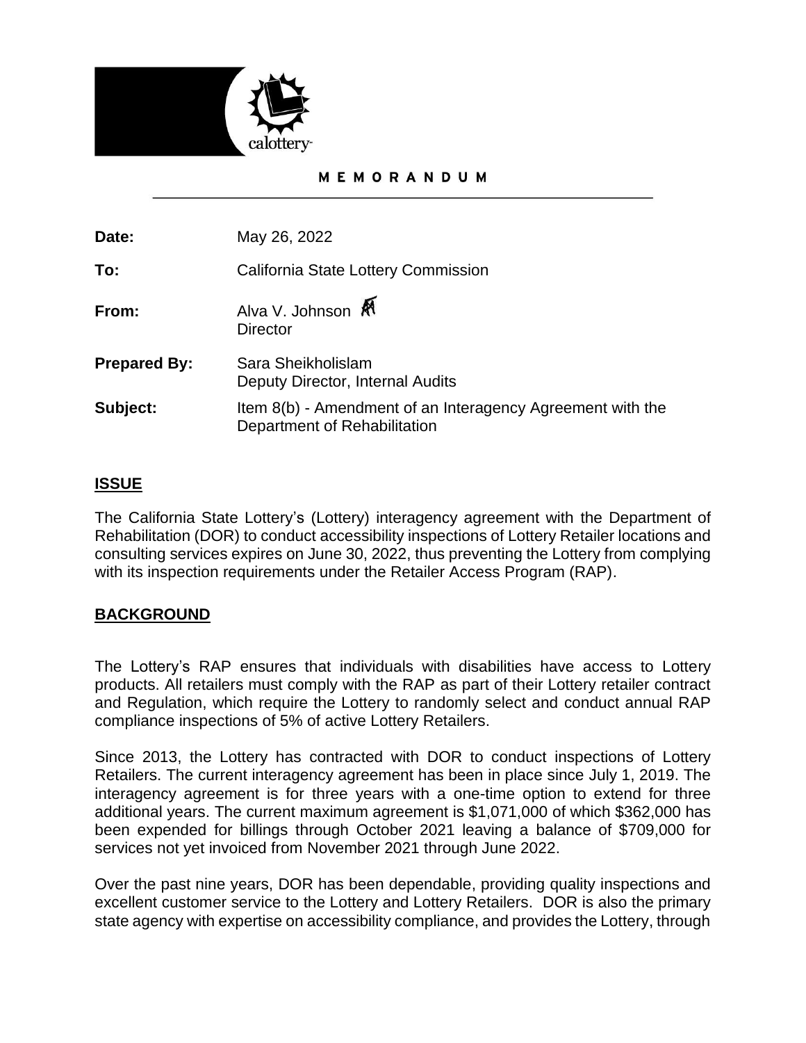calottery

# MEMORANDUM

**Date:** May 26, 2022

**To:** California State Lottery Commission

**From:** Alva V. Johnson
Director

**Prepared By:** Sara Sheikholislam
Deputy Director, Internal Audits

**Subject:** Item 8(b) - Amendment of an Interagency Agreement with the Department of Rehabilitation

## ISSUE

The California State Lottery's (Lottery) interagency agreement with the Department of Rehabilitation (DOR) to conduct accessibility inspections of Lottery Retailer locations and consulting services expires on June 30, 2022, thus preventing the Lottery from complying with its inspection requirements under the Retailer Access Program (RAP).

## BACKGROUND

The Lottery's RAP ensures that individuals with disabilities have access to Lottery products. All retailers must comply with the RAP as part of their Lottery retailer contract and Regulation, which require the Lottery to randomly select and conduct annual RAP compliance inspections of 5% of active Lottery Retailers.

Since 2013, the Lottery has contracted with DOR to conduct inspections of Lottery Retailers. The current interagency agreement has been in place since July 1, 2019. The interagency agreement is for three years with a one-time option to extend for three additional years. The current maximum agreement is $1,071,000 of which $362,000 has been expended for billings through October 2021 leaving a balance of $709,000 for services not yet invoiced from November 2021 through June 2022.

Over the past nine years, DOR has been dependable, providing quality inspections and excellent customer service to the Lottery and Lottery Retailers. DOR is also the primary state agency with expertise on accessibility compliance, and provides the Lottery, through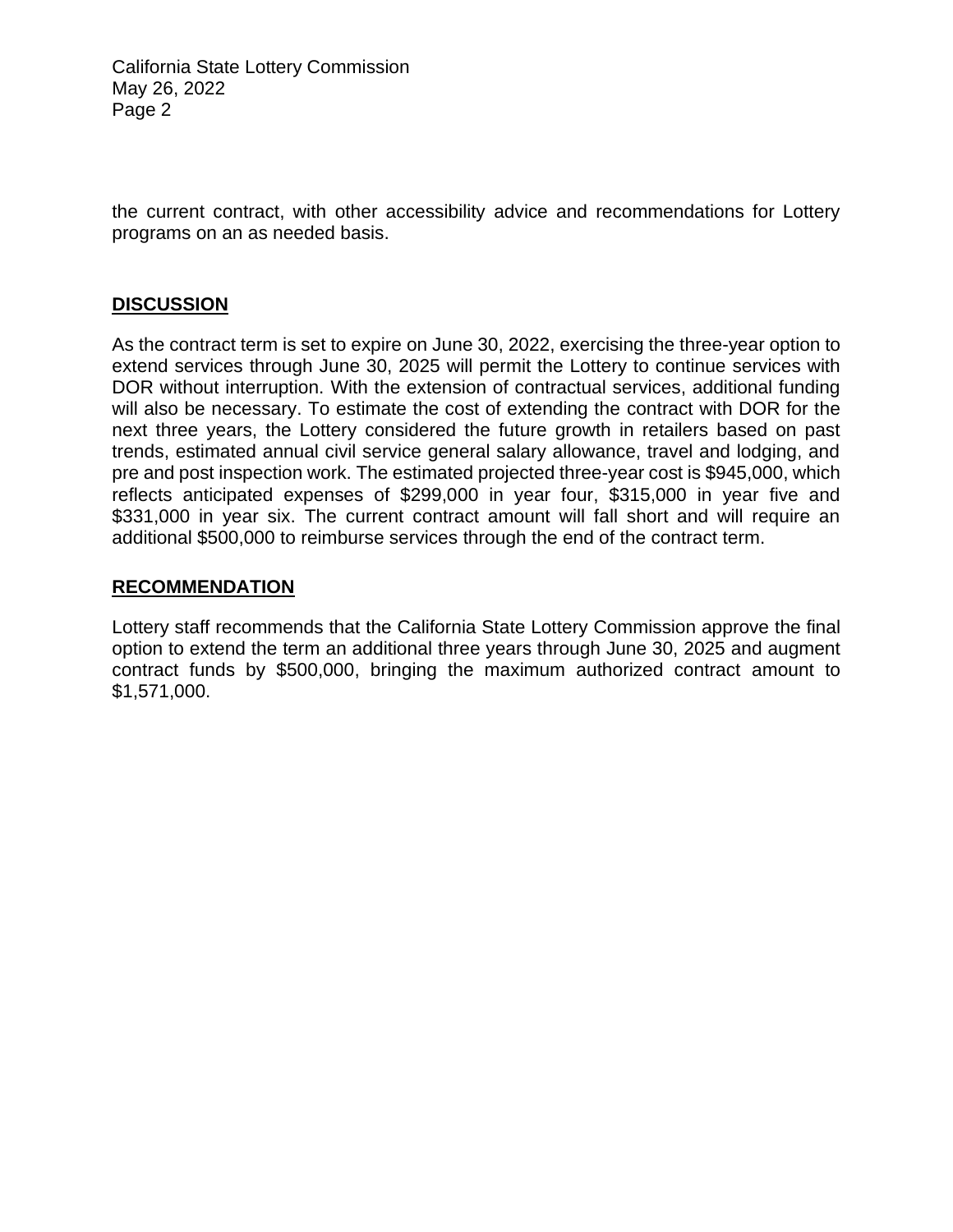the current contract, with other accessibility advice and recommendations for Lottery programs on an as needed basis.

## DISCUSSION

As the contract term is set to expire on June 30, 2022, exercising the three-year option to extend services through June 30, 2025 will permit the Lottery to continue services with DOR without interruption. With the extension of contractual services, additional funding will also be necessary. To estimate the cost of extending the contract with DOR for the next three years, the Lottery considered the future growth in retailers based on past trends, estimated annual civil service general salary allowance, travel and lodging, and pre and post inspection work. The estimated projected three-year cost is $945,000, which reflects anticipated expenses of $299,000 in year four, $315,000 in year five and $331,000 in year six. The current contract amount will fall short and will require an additional $500,000 to reimburse services through the end of the contract term.

## RECOMMENDATION

Lottery staff recommends that the California State Lottery Commission approve the final option to extend the term an additional three years through June 30, 2025 and augment contract funds by $500,000, bringing the maximum authorized contract amount to $1,571,000.